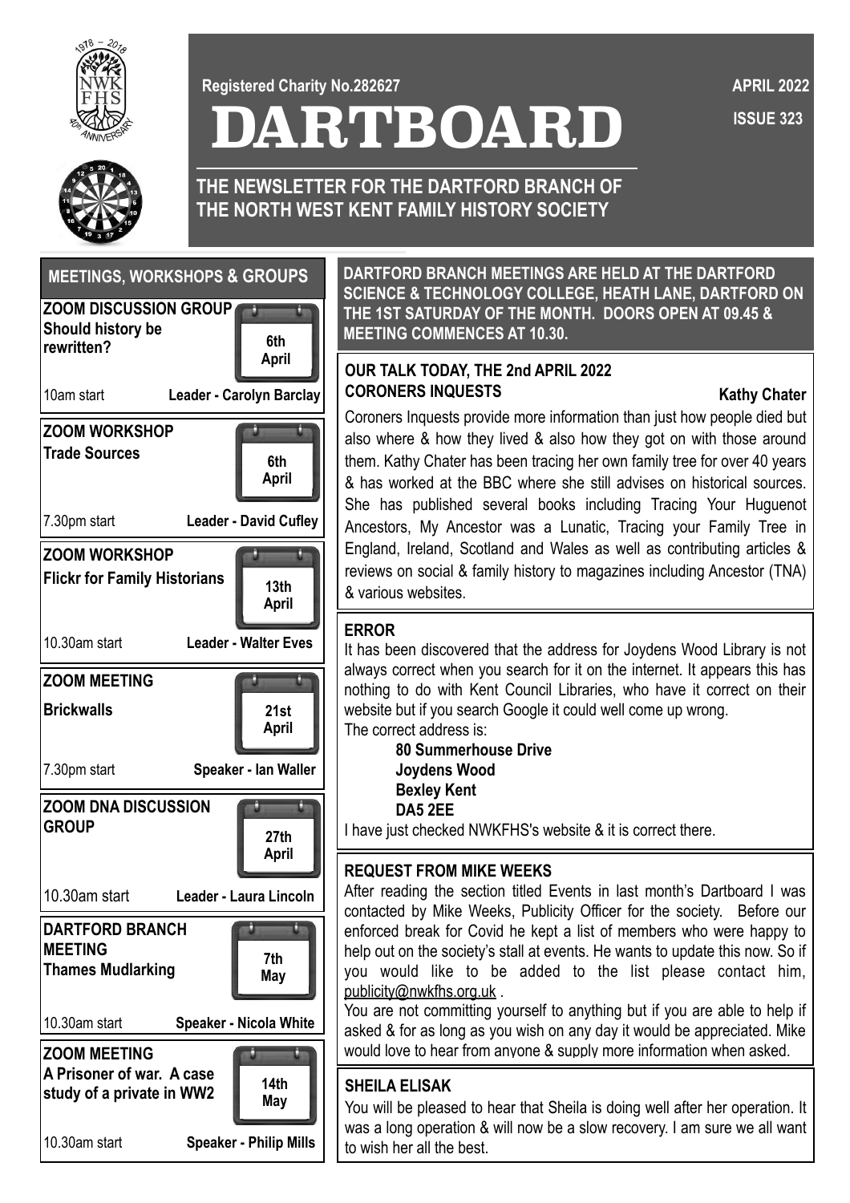Registered Charity No.282627

APRIL 2022

ISSUE 323

# DARTBOARD

## THE NEWSLETTER FOR THE DARTFORD BRANCH OF THE NORTH WEST KENT FAMILY HISTORY SOCIETY

## MEETINGS, WORKSHOPS & GROUPS

**ZOOM DISCUSSION GROUP**
**Should history be rewritten?**
**6th April**
10am start — **Leader - Carolyn Barclay**

**ZOOM WORKSHOP**
**Trade Sources**
**6th April**
7.30pm start — **Leader - David Cufley**

**ZOOM WORKSHOP**
**Flickr for Family Historians**
**13th April**
10.30am start — **Leader - Walter Eves**

**ZOOM MEETING**
**Brickwalls**
**21st April**
7.30pm start — **Speaker - Ian Waller**

**ZOOM DNA DISCUSSION GROUP**
**27th April**
10.30am start — **Leader - Laura Lincoln**

**DARTFORD BRANCH MEETING**
**Thames Mudlarking**
**7th May**
10.30am start — **Speaker - Nicola White**

**ZOOM MEETING**
**A Prisoner of war. A case study of a private in WW2**
**14th May**
10.30am start — **Speaker - Philip Mills**

**DARTFORD BRANCH MEETINGS ARE HELD AT THE DARTFORD SCIENCE & TECHNOLOGY COLLEGE, HEATH LANE, DARTFORD ON THE 1ST SATURDAY OF THE MONTH. DOORS OPEN AT 09.45 & MEETING COMMENCES AT 10.30.**

### OUR TALK TODAY, THE 2nd APRIL 2022
### CORONERS INQUESTS

**Kathy Chater**

Coroners Inquests provide more information than just how people died but also where & how they lived & also how they got on with those around them. Kathy Chater has been tracing her own family tree for over 40 years & has worked at the BBC where she still advises on historical sources. She has published several books including Tracing Your Huguenot Ancestors, My Ancestor was a Lunatic, Tracing your Family Tree in England, Ireland, Scotland and Wales as well as contributing articles & reviews on social & family history to magazines including Ancestor (TNA) & various websites.

### ERROR

It has been discovered that the address for Joydens Wood Library is not always correct when you search for it on the internet. It appears this has nothing to do with Kent Council Libraries, who have it correct on their website but if you search Google it could well come up wrong.
The correct address is:

**80 Summerhouse Drive**
**Joydens Wood**
**Bexley Kent**
**DA5 2EE**

I have just checked NWKFHS's website & it is correct there.

### REQUEST FROM MIKE WEEKS

After reading the section titled Events in last month's Dartboard I was contacted by Mike Weeks, Publicity Officer for the society. Before our enforced break for Covid he kept a list of members who were happy to help out on the society's stall at events. He wants to update this now. So if you would like to be added to the list please contact him, publicity@nwkfhs.org.uk .

You are not committing yourself to anything but if you are able to help if asked & for as long as you wish on any day it would be appreciated. Mike would love to hear from anyone & supply more information when asked.

### SHEILA ELISAK

You will be pleased to hear that Sheila is doing well after her operation. It was a long operation & will now be a slow recovery. I am sure we all want to wish her all the best.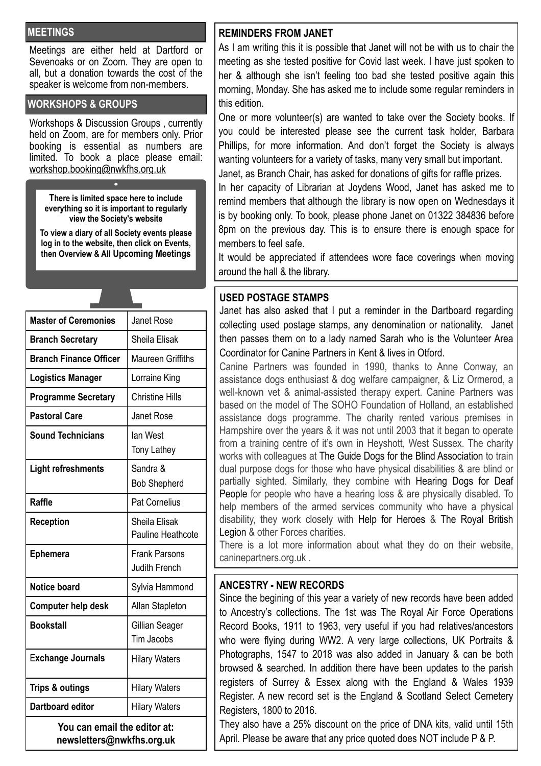## MEETINGS

Meetings are either held at Dartford or Sevenoaks or on Zoom. They are open to all, but a donation towards the cost of the speaker is welcome from non-members.

## WORKSHOPS & GROUPS

Workshops & Discussion Groups , currently held on Zoom, are for members only. Prior booking is essential as numbers are limited. To book a place please email: workshop.booking@nwkfhs.org.uk

**There is limited space here to include everything so it is important to regularly view the Society's website**

**To view a diary of all Society events please log in to the website, then click on Events, then Overview & All Upcoming Meetings**

| | |
|---|---|
| **Master of Ceremonies** | Janet Rose |
| **Branch Secretary** | Sheila Elisak |
| **Branch Finance Officer** | Maureen Griffiths |
| **Logistics Manager** | Lorraine King |
| **Programme Secretary** | Christine Hills |
| **Pastoral Care** | Janet Rose |
| **Sound Technicians** | Ian West<br>Tony Lathey |
| **Light refreshments** | Sandra &<br>Bob Shepherd |
| **Raffle** | Pat Cornelius |
| **Reception** | Sheila Elisak<br>Pauline Heathcote |
| **Ephemera** | Frank Parsons<br>Judith French |
| **Notice board** | Sylvia Hammond |
| **Computer help desk** | Allan Stapleton |
| **Bookstall** | Gillian Seager<br>Tim Jacobs |
| **Exchange Journals** | Hilary Waters |
| **Trips & outings** | Hilary Waters |
| **Dartboard editor** | Hilary Waters |

**You can email the editor at: newsletters@nwkfhs.org.uk**

## REMINDERS FROM JANET

As I am writing this it is possible that Janet will not be with us to chair the meeting as she tested positive for Covid last week. I have just spoken to her & although she isn't feeling too bad she tested positive again this morning, Monday. She has asked me to include some regular reminders in this edition.

One or more volunteer(s) are wanted to take over the Society books. If you could be interested please see the current task holder, Barbara Phillips, for more information. And don't forget the Society is always wanting volunteers for a variety of tasks, many very small but important.

Janet, as Branch Chair, has asked for donations of gifts for raffle prizes.

In her capacity of Librarian at Joydens Wood, Janet has asked me to remind members that although the library is now open on Wednesdays it is by booking only. To book, please phone Janet on 01322 384836 before 8pm on the previous day. This is to ensure there is enough space for members to feel safe.

It would be appreciated if attendees wore face coverings when moving around the hall & the library.

## USED POSTAGE STAMPS

Janet has also asked that I put a reminder in the Dartboard regarding collecting used postage stamps, any denomination or nationality. Janet then passes them on to a lady named Sarah who is the Volunteer Area Coordinator for Canine Partners in Kent & lives in Otford.

Canine Partners was founded in 1990, thanks to Anne Conway, an assistance dogs enthusiast & dog welfare campaigner, & Liz Ormerod, a well-known vet & animal-assisted therapy expert. Canine Partners was based on the model of The SOHO Foundation of Holland, an established assistance dogs programme. The charity rented various premises in Hampshire over the years & it was not until 2003 that it began to operate from a training centre of it's own in Heyshott, West Sussex. The charity works with colleagues at The Guide Dogs for the Blind Association to train dual purpose dogs for those who have physical disabilities & are blind or partially sighted. Similarly, they combine with Hearing Dogs for Deaf People for people who have a hearing loss & are physically disabled. To help members of the armed services community who have a physical disability, they work closely with Help for Heroes & The Royal British Legion & other Forces charities.

There is a lot more information about what they do on their website, caninepartners.org.uk .

## ANCESTRY - NEW RECORDS

Since the begining of this year a variety of new records have been added to Ancestry's collections. The 1st was The Royal Air Force Operations Record Books, 1911 to 1963, very useful if you had relatives/ancestors who were flying during WW2. A very large collections, UK Portraits & Photographs, 1547 to 2018 was also added in January & can be both browsed & searched. In addition there have been updates to the parish registers of Surrey & Essex along with the England & Wales 1939 Register. A new record set is the England & Scotland Select Cemetery Registers, 1800 to 2016.

They also have a 25% discount on the price of DNA kits, valid until 15th April. Please be aware that any price quoted does NOT include P & P.